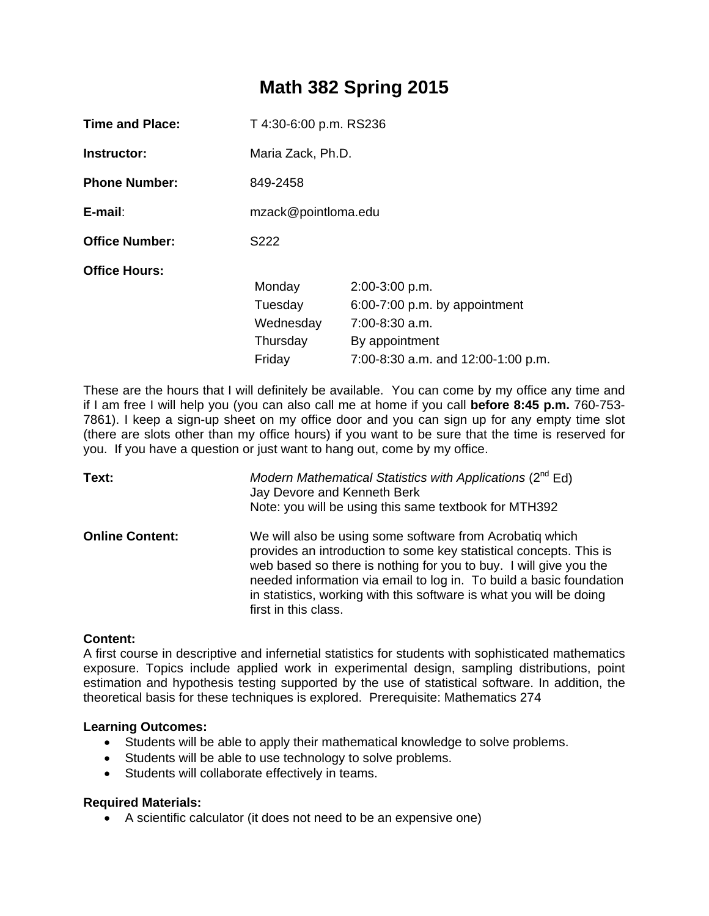# Math 382 Spring 2015

**Time and Place:** T 4:30-6:00 p.m. RS236

**Instructor:** Maria Zack, Ph.D.

**Phone Number:** 849-2458

**E-mail**: mzack@pointloma.edu

**Office Number:** S222

**Office Hours:**

| | |
|---|---|
| Monday | 2:00-3:00 p.m. |
| Tuesday | 6:00-7:00 p.m. by appointment |
| Wednesday | 7:00-8:30 a.m. |
| Thursday | By appointment |
| Friday | 7:00-8:30 a.m. and 12:00-1:00 p.m. |

These are the hours that I will definitely be available. You can come by my office any time and if I am free I will help you (you can also call me at home if you call **before 8:45 p.m.** 760-753-7861). I keep a sign-up sheet on my office door and you can sign up for any empty time slot (there are slots other than my office hours) if you want to be sure that the time is reserved for you. If you have a question or just want to hang out, come by my office.

**Text:** *Modern Mathematical Statistics with Applications* (2nd Ed)
Jay Devore and Kenneth Berk
Note: you will be using this same textbook for MTH392

**Online Content:** We will also be using some software from Acrobatiq which provides an introduction to some key statistical concepts. This is web based so there is nothing for you to buy. I will give you the needed information via email to log in. To build a basic foundation in statistics, working with this software is what you will be doing first in this class.

**Content:**
A first course in descriptive and infernetial statistics for students with sophisticated mathematics exposure. Topics include applied work in experimental design, sampling distributions, point estimation and hypothesis testing supported by the use of statistical software. In addition, the theoretical basis for these techniques is explored. Prerequisite: Mathematics 274

**Learning Outcomes:**

- Students will be able to apply their mathematical knowledge to solve problems.
- Students will be able to use technology to solve problems.
- Students will collaborate effectively in teams.

**Required Materials:**

- A scientific calculator (it does not need to be an expensive one)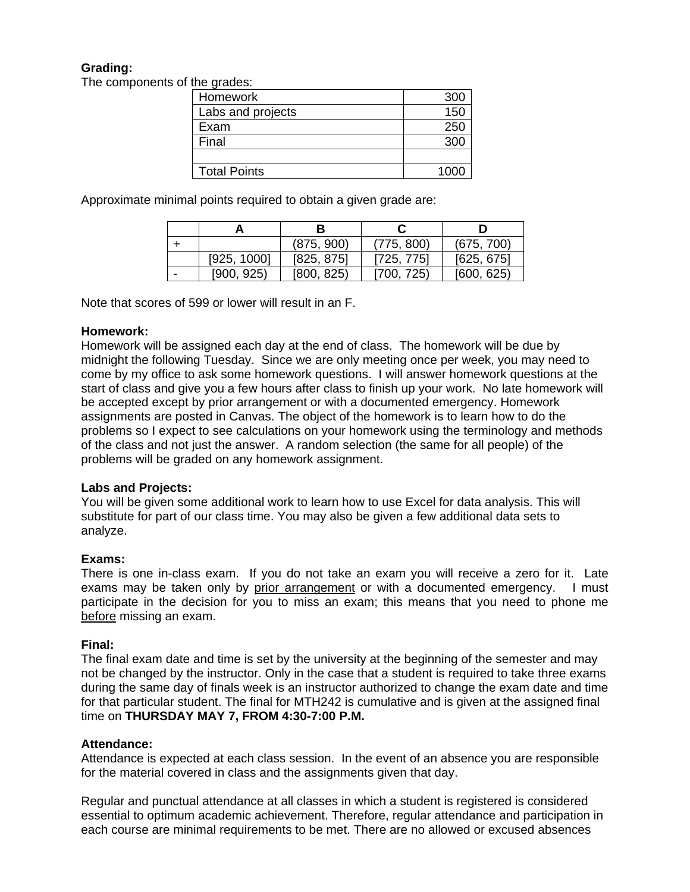**Grading:**

The components of the grades:

| | |
|---|---|
| Homework | 300 |
| Labs and projects | 150 |
| Exam | 250 |
| Final | 300 |
| | |
| Total Points | 1000 |

Approximate minimal points required to obtain a given grade are:

| | A | B | C | D |
|---|---|---|---|---|
| + | | (875, 900) | (775, 800) | (675, 700) |
| | [925, 1000] | [825, 875] | [725, 775] | [625, 675] |
| - | [900, 925) | [800, 825) | [700, 725) | [600, 625) |

Note that scores of 599 or lower will result in an F.

**Homework:**

Homework will be assigned each day at the end of class. The homework will be due by midnight the following Tuesday. Since we are only meeting once per week, you may need to come by my office to ask some homework questions. I will answer homework questions at the start of class and give you a few hours after class to finish up your work. No late homework will be accepted except by prior arrangement or with a documented emergency. Homework assignments are posted in Canvas. The object of the homework is to learn how to do the problems so I expect to see calculations on your homework using the terminology and methods of the class and not just the answer. A random selection (the same for all people) of the problems will be graded on any homework assignment.

**Labs and Projects:**

You will be given some additional work to learn how to use Excel for data analysis. This will substitute for part of our class time. You may also be given a few additional data sets to analyze.

**Exams:**

There is one in-class exam. If you do not take an exam you will receive a zero for it. Late exams may be taken only by prior arrangement or with a documented emergency. I must participate in the decision for you to miss an exam; this means that you need to phone me before missing an exam.

**Final:**

The final exam date and time is set by the university at the beginning of the semester and may not be changed by the instructor. Only in the case that a student is required to take three exams during the same day of finals week is an instructor authorized to change the exam date and time for that particular student. The final for MTH242 is cumulative and is given at the assigned final time on **THURSDAY MAY 7, FROM 4:30-7:00 P.M.**

**Attendance:**

Attendance is expected at each class session. In the event of an absence you are responsible for the material covered in class and the assignments given that day.

Regular and punctual attendance at all classes in which a student is registered is considered essential to optimum academic achievement. Therefore, regular attendance and participation in each course are minimal requirements to be met. There are no allowed or excused absences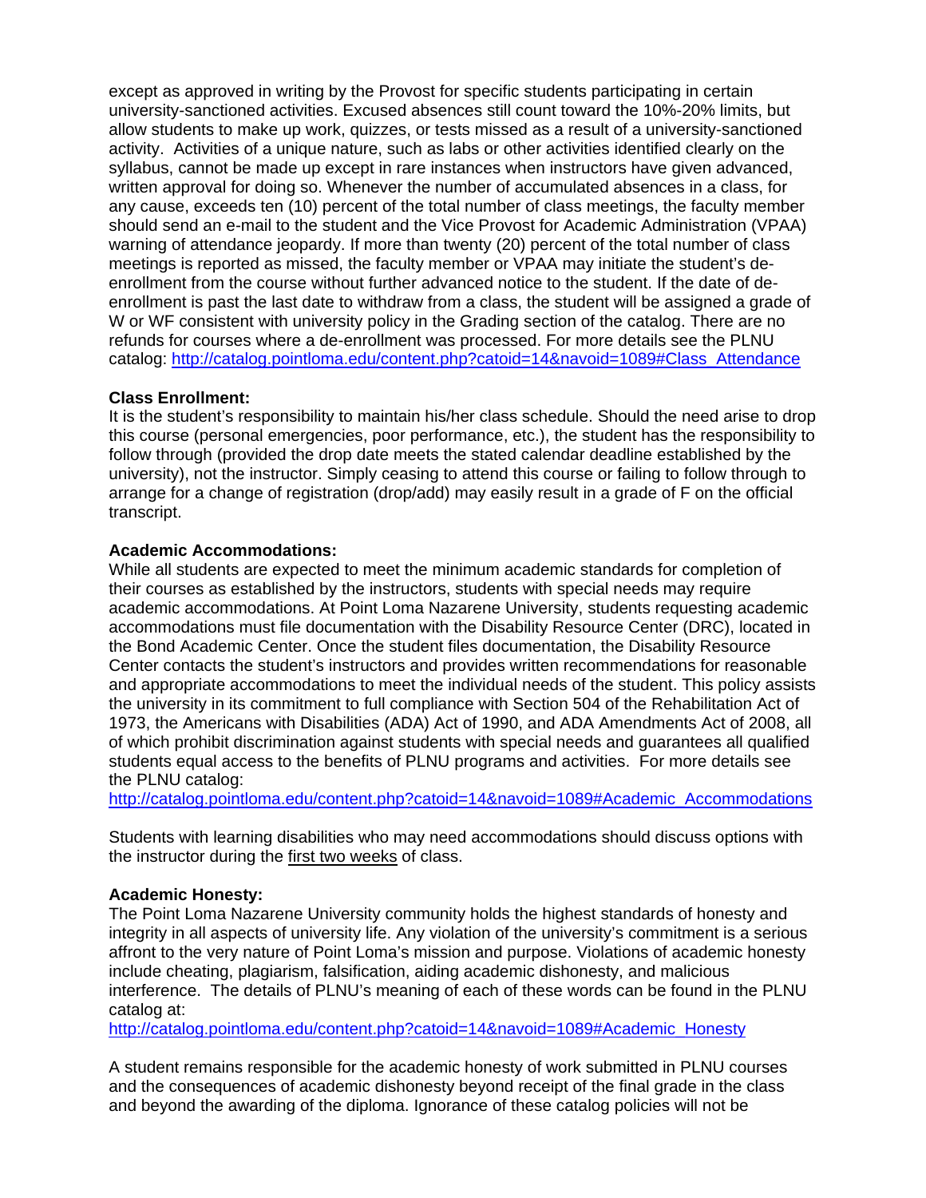except as approved in writing by the Provost for specific students participating in certain university-sanctioned activities. Excused absences still count toward the 10%-20% limits, but allow students to make up work, quizzes, or tests missed as a result of a university-sanctioned activity. Activities of a unique nature, such as labs or other activities identified clearly on the syllabus, cannot be made up except in rare instances when instructors have given advanced, written approval for doing so. Whenever the number of accumulated absences in a class, for any cause, exceeds ten (10) percent of the total number of class meetings, the faculty member should send an e-mail to the student and the Vice Provost for Academic Administration (VPAA) warning of attendance jeopardy. If more than twenty (20) percent of the total number of class meetings is reported as missed, the faculty member or VPAA may initiate the student's de-enrollment from the course without further advanced notice to the student. If the date of de-enrollment is past the last date to withdraw from a class, the student will be assigned a grade of W or WF consistent with university policy in the Grading section of the catalog. There are no refunds for courses where a de-enrollment was processed. For more details see the PLNU catalog: http://catalog.pointloma.edu/content.php?catoid=14&navoid=1089#Class_Attendance

**Class Enrollment:**
It is the student's responsibility to maintain his/her class schedule. Should the need arise to drop this course (personal emergencies, poor performance, etc.), the student has the responsibility to follow through (provided the drop date meets the stated calendar deadline established by the university), not the instructor. Simply ceasing to attend this course or failing to follow through to arrange for a change of registration (drop/add) may easily result in a grade of F on the official transcript.

**Academic Accommodations:**
While all students are expected to meet the minimum academic standards for completion of their courses as established by the instructors, students with special needs may require academic accommodations. At Point Loma Nazarene University, students requesting academic accommodations must file documentation with the Disability Resource Center (DRC), located in the Bond Academic Center. Once the student files documentation, the Disability Resource Center contacts the student's instructors and provides written recommendations for reasonable and appropriate accommodations to meet the individual needs of the student. This policy assists the university in its commitment to full compliance with Section 504 of the Rehabilitation Act of 1973, the Americans with Disabilities (ADA) Act of 1990, and ADA Amendments Act of 2008, all of which prohibit discrimination against students with special needs and guarantees all qualified students equal access to the benefits of PLNU programs and activities. For more details see the PLNU catalog:
http://catalog.pointloma.edu/content.php?catoid=14&navoid=1089#Academic_Accommodations

Students with learning disabilities who may need accommodations should discuss options with the instructor during the first two weeks of class.

**Academic Honesty:**
The Point Loma Nazarene University community holds the highest standards of honesty and integrity in all aspects of university life. Any violation of the university's commitment is a serious affront to the very nature of Point Loma's mission and purpose. Violations of academic honesty include cheating, plagiarism, falsification, aiding academic dishonesty, and malicious interference. The details of PLNU's meaning of each of these words can be found in the PLNU catalog at:
http://catalog.pointloma.edu/content.php?catoid=14&navoid=1089#Academic_Honesty

A student remains responsible for the academic honesty of work submitted in PLNU courses and the consequences of academic dishonesty beyond receipt of the final grade in the class and beyond the awarding of the diploma. Ignorance of these catalog policies will not be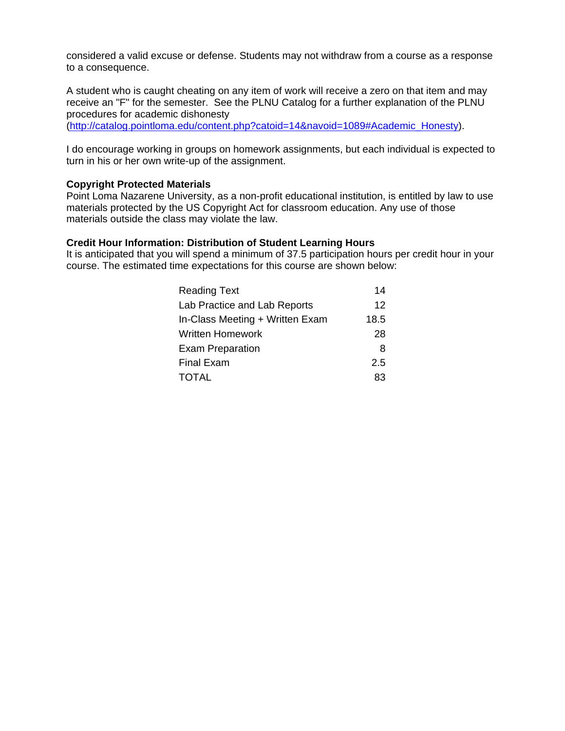considered a valid excuse or defense. Students may not withdraw from a course as a response to a consequence.

A student who is caught cheating on any item of work will receive a zero on that item and may receive an "F" for the semester. See the PLNU Catalog for a further explanation of the PLNU procedures for academic dishonesty (http://catalog.pointloma.edu/content.php?catoid=14&navoid=1089#Academic_Honesty).

I do encourage working in groups on homework assignments, but each individual is expected to turn in his or her own write-up of the assignment.

**Copyright Protected Materials**

Point Loma Nazarene University, as a non-profit educational institution, is entitled by law to use materials protected by the US Copyright Act for classroom education. Any use of those materials outside the class may violate the law.

**Credit Hour Information: Distribution of Student Learning Hours**

It is anticipated that you will spend a minimum of 37.5 participation hours per credit hour in your course. The estimated time expectations for this course are shown below:

| | |
|---|---|
| Reading Text | 14 |
| Lab Practice and Lab Reports | 12 |
| In-Class Meeting + Written Exam | 18.5 |
| Written Homework | 28 |
| Exam Preparation | 8 |
| Final Exam | 2.5 |
| TOTAL | 83 |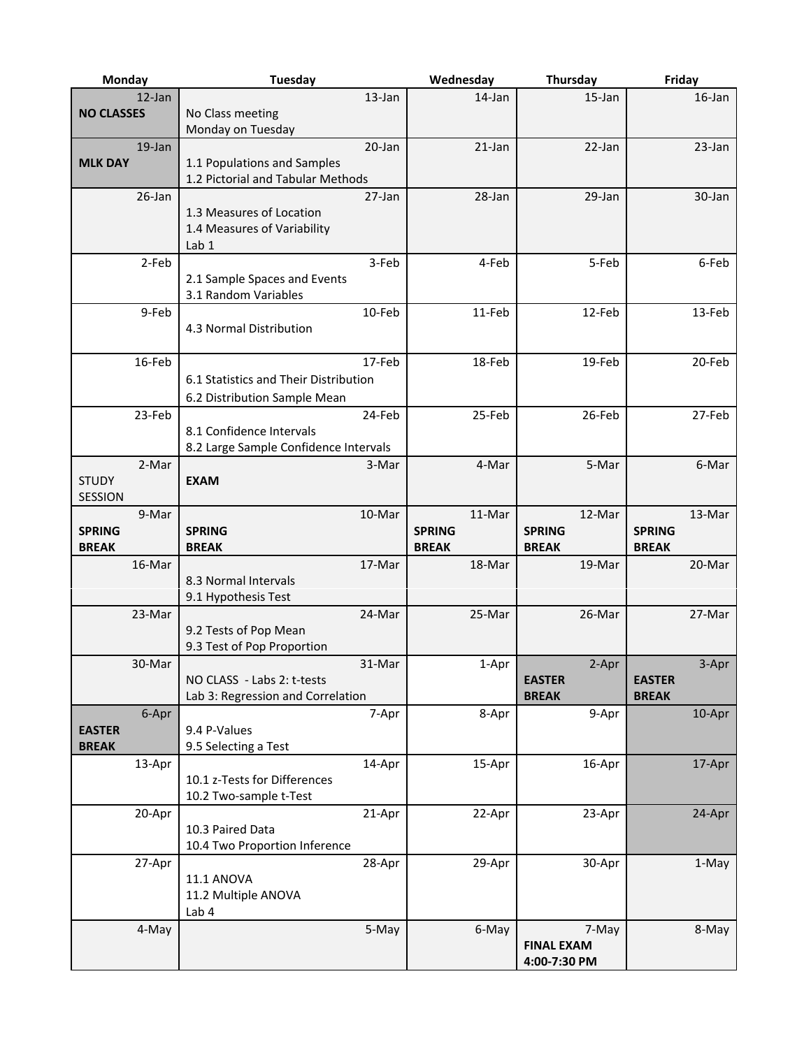| Monday | Tuesday | Wednesday | Thursday | Friday |
|---|---|---|---|---|
| 12-Jan **NO CLASSES** | 13-Jan No Class meeting Monday on Tuesday | 14-Jan | 15-Jan | 16-Jan |
| 19-Jan **MLK DAY** | 20-Jan 1.1 Populations and Samples 1.2 Pictorial and Tabular Methods | 21-Jan | 22-Jan | 23-Jan |
| 26-Jan | 27-Jan 1.3 Measures of Location 1.4 Measures of Variability Lab 1 | 28-Jan | 29-Jan | 30-Jan |
| 2-Feb | 3-Feb 2.1 Sample Spaces and Events 3.1 Random Variables | 4-Feb | 5-Feb | 6-Feb |
| 9-Feb | 10-Feb 4.3 Normal Distribution | 11-Feb | 12-Feb | 13-Feb |
| 16-Feb | 17-Feb 6.1 Statistics and Their Distribution 6.2 Distribution Sample Mean | 18-Feb | 19-Feb | 20-Feb |
| 23-Feb | 24-Feb 8.1 Confidence Intervals 8.2 Large Sample Confidence Intervals | 25-Feb | 26-Feb | 27-Feb |
| 2-Mar STUDY SESSION | 3-Mar **EXAM** | 4-Mar | 5-Mar | 6-Mar |
| 9-Mar **SPRING BREAK** | 10-Mar **SPRING BREAK** | 11-Mar **SPRING BREAK** | 12-Mar **SPRING BREAK** | 13-Mar **SPRING BREAK** |
| 16-Mar | 17-Mar 8.3 Normal Intervals 9.1 Hypothesis Test | 18-Mar | 19-Mar | 20-Mar |
| 23-Mar | 24-Mar 9.2 Tests of Pop Mean 9.3 Test of Pop Proportion | 25-Mar | 26-Mar | 27-Mar |
| 30-Mar | 31-Mar NO CLASS - Labs 2: t-tests Lab 3: Regression and Correlation | 1-Apr | 2-Apr **EASTER BREAK** | 3-Apr **EASTER BREAK** |
| 6-Apr **EASTER BREAK** | 7-Apr 9.4 P-Values 9.5 Selecting a Test | 8-Apr | 9-Apr | 10-Apr |
| 13-Apr | 14-Apr 10.1 z-Tests for Differences 10.2 Two-sample t-Test | 15-Apr | 16-Apr | 17-Apr |
| 20-Apr | 21-Apr 10.3 Paired Data 10.4 Two Proportion Inference | 22-Apr | 23-Apr | 24-Apr |
| 27-Apr | 28-Apr 11.1 ANOVA 11.2 Multiple ANOVA Lab 4 | 29-Apr | 30-Apr | 1-May |
| 4-May | 5-May | 6-May | 7-May **FINAL EXAM 4:00-7:30 PM** | 8-May |